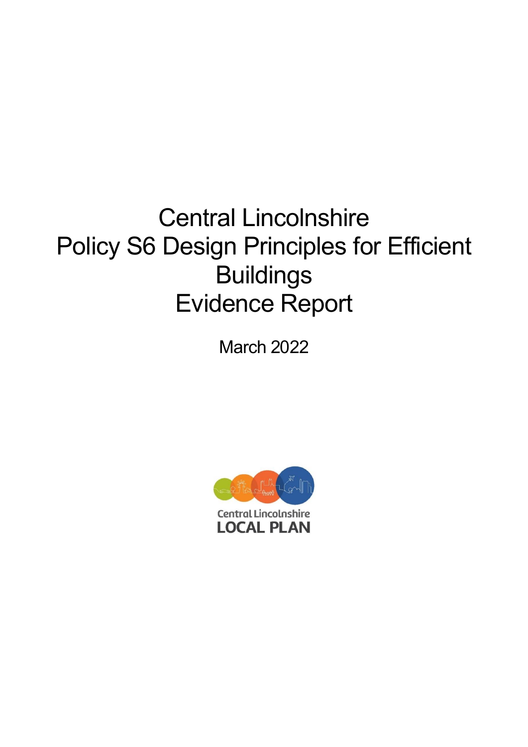# Central Lincolnshire
# Policy S6 Design Principles for Efficient Buildings
# Evidence Report

March 2022

Central Lincolnshire
LOCAL PLAN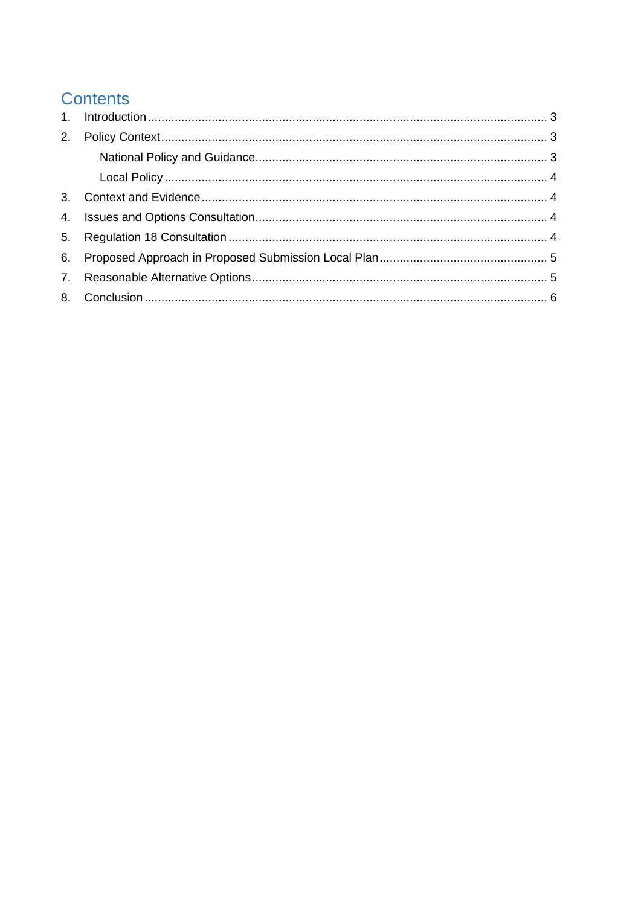# Contents

1. Introduction ..................................................................................................................... 3
2. Policy Context .................................................................................................................. 3
    - National Policy and Guidance ...................................................................................... 3
    - Local Policy ................................................................................................................ 4
3. Context and Evidence ..................................................................................................... 4
4. Issues and Options Consultation ..................................................................................... 4
5. Regulation 18 Consultation ............................................................................................. 4
6. Proposed Approach in Proposed Submission Local Plan ................................................. 5
7. Reasonable Alternative Options ...................................................................................... 5
8. Conclusion ...................................................................................................................... 6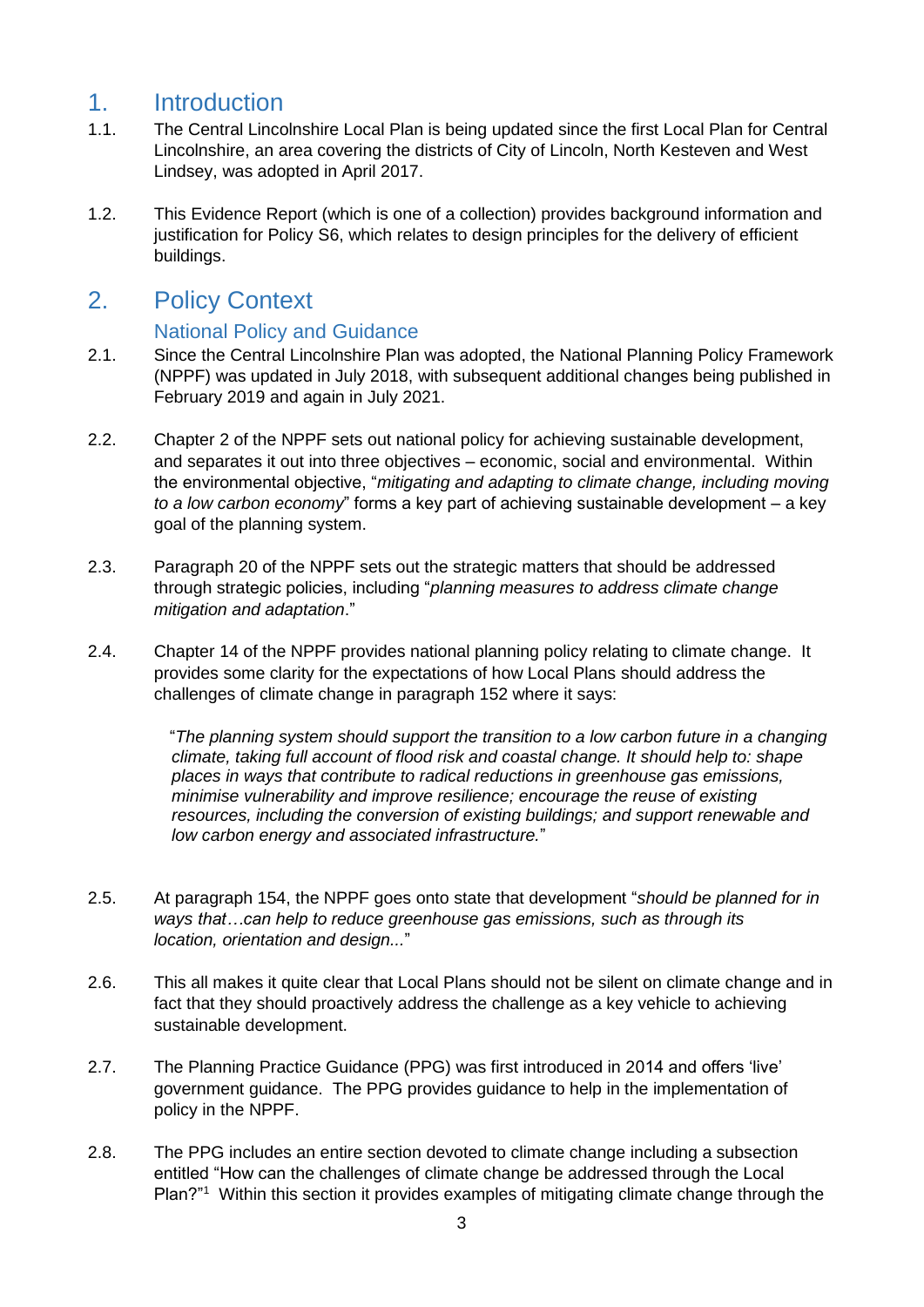# 1. Introduction

1.1. The Central Lincolnshire Local Plan is being updated since the first Local Plan for Central Lincolnshire, an area covering the districts of City of Lincoln, North Kesteven and West Lindsey, was adopted in April 2017.

1.2. This Evidence Report (which is one of a collection) provides background information and justification for Policy S6, which relates to design principles for the delivery of efficient buildings.

# 2. Policy Context

## National Policy and Guidance

2.1. Since the Central Lincolnshire Plan was adopted, the National Planning Policy Framework (NPPF) was updated in July 2018, with subsequent additional changes being published in February 2019 and again in July 2021.

2.2. Chapter 2 of the NPPF sets out national policy for achieving sustainable development, and separates it out into three objectives – economic, social and environmental. Within the environmental objective, "*mitigating and adapting to climate change, including moving to a low carbon economy*" forms a key part of achieving sustainable development – a key goal of the planning system.

2.3. Paragraph 20 of the NPPF sets out the strategic matters that should be addressed through strategic policies, including "*planning measures to address climate change mitigation and adaptation*."

2.4. Chapter 14 of the NPPF provides national planning policy relating to climate change. It provides some clarity for the expectations of how Local Plans should address the challenges of climate change in paragraph 152 where it says:

> "*The planning system should support the transition to a low carbon future in a changing climate, taking full account of flood risk and coastal change. It should help to: shape places in ways that contribute to radical reductions in greenhouse gas emissions, minimise vulnerability and improve resilience; encourage the reuse of existing resources, including the conversion of existing buildings; and support renewable and low carbon energy and associated infrastructure.*"

2.5. At paragraph 154, the NPPF goes onto state that development "*should be planned for in ways that…can help to reduce greenhouse gas emissions, such as through its location, orientation and design...*"

2.6. This all makes it quite clear that Local Plans should not be silent on climate change and in fact that they should proactively address the challenge as a key vehicle to achieving sustainable development.

2.7. The Planning Practice Guidance (PPG) was first introduced in 2014 and offers 'live' government guidance. The PPG provides guidance to help in the implementation of policy in the NPPF.

2.8. The PPG includes an entire section devoted to climate change including a subsection entitled "How can the challenges of climate change be addressed through the Local Plan?"[1] Within this section it provides examples of mitigating climate change through the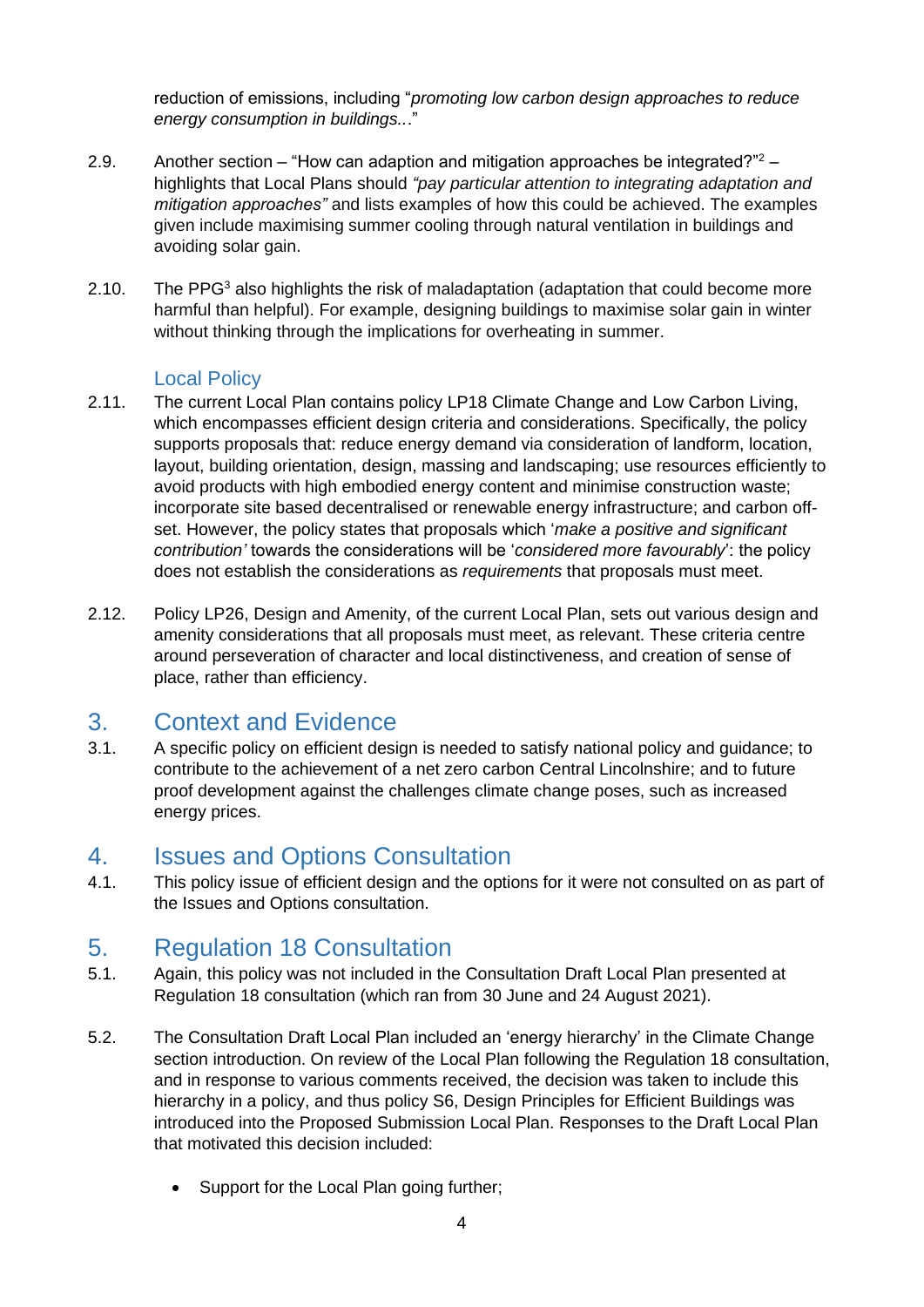reduction of emissions, including "*promoting low carbon design approaches to reduce energy consumption in buildings…*"

2.9. Another section – "How can adaption and mitigation approaches be integrated?"[2] – highlights that Local Plans should *"pay particular attention to integrating adaptation and mitigation approaches"* and lists examples of how this could be achieved. The examples given include maximising summer cooling through natural ventilation in buildings and avoiding solar gain.

2.10. The PPG[3] also highlights the risk of maladaptation (adaptation that could become more harmful than helpful). For example, designing buildings to maximise solar gain in winter without thinking through the implications for overheating in summer.

### Local Policy

2.11. The current Local Plan contains policy LP18 Climate Change and Low Carbon Living, which encompasses efficient design criteria and considerations. Specifically, the policy supports proposals that: reduce energy demand via consideration of landform, location, layout, building orientation, design, massing and landscaping; use resources efficiently to avoid products with high embodied energy content and minimise construction waste; incorporate site based decentralised or renewable energy infrastructure; and carbon off-set. However, the policy states that proposals which '*make a positive and significant contribution'* towards the considerations will be '*considered more favourably*': the policy does not establish the considerations as *requirements* that proposals must meet.

2.12. Policy LP26, Design and Amenity, of the current Local Plan, sets out various design and amenity considerations that all proposals must meet, as relevant. These criteria centre around perseveration of character and local distinctiveness, and creation of sense of place, rather than efficiency.

## 3. Context and Evidence

3.1. A specific policy on efficient design is needed to satisfy national policy and guidance; to contribute to the achievement of a net zero carbon Central Lincolnshire; and to future proof development against the challenges climate change poses, such as increased energy prices.

## 4. Issues and Options Consultation

4.1. This policy issue of efficient design and the options for it were not consulted on as part of the Issues and Options consultation.

## 5. Regulation 18 Consultation

5.1. Again, this policy was not included in the Consultation Draft Local Plan presented at Regulation 18 consultation (which ran from 30 June and 24 August 2021).

5.2. The Consultation Draft Local Plan included an 'energy hierarchy' in the Climate Change section introduction. On review of the Local Plan following the Regulation 18 consultation, and in response to various comments received, the decision was taken to include this hierarchy in a policy, and thus policy S6, Design Principles for Efficient Buildings was introduced into the Proposed Submission Local Plan. Responses to the Draft Local Plan that motivated this decision included:

- Support for the Local Plan going further;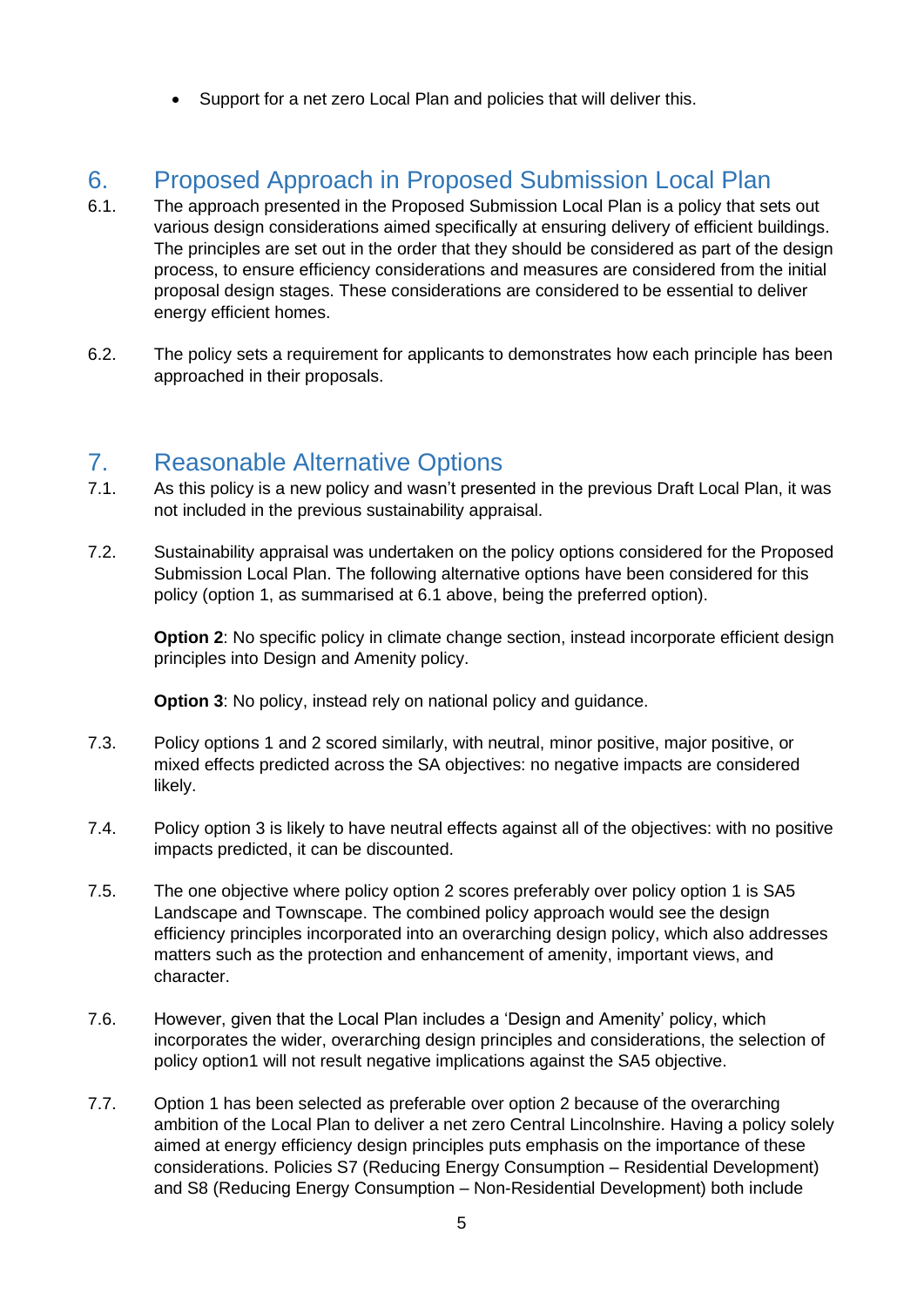- Support for a net zero Local Plan and policies that will deliver this.

## 6. Proposed Approach in Proposed Submission Local Plan

6.1. The approach presented in the Proposed Submission Local Plan is a policy that sets out various design considerations aimed specifically at ensuring delivery of efficient buildings. The principles are set out in the order that they should be considered as part of the design process, to ensure efficiency considerations and measures are considered from the initial proposal design stages. These considerations are considered to be essential to deliver energy efficient homes.

6.2. The policy sets a requirement for applicants to demonstrates how each principle has been approached in their proposals.

## 7. Reasonable Alternative Options

7.1. As this policy is a new policy and wasn't presented in the previous Draft Local Plan, it was not included in the previous sustainability appraisal.

7.2. Sustainability appraisal was undertaken on the policy options considered for the Proposed Submission Local Plan. The following alternative options have been considered for this policy (option 1, as summarised at 6.1 above, being the preferred option).

**Option 2**: No specific policy in climate change section, instead incorporate efficient design principles into Design and Amenity policy.

**Option 3**: No policy, instead rely on national policy and guidance.

7.3. Policy options 1 and 2 scored similarly, with neutral, minor positive, major positive, or mixed effects predicted across the SA objectives: no negative impacts are considered likely.

7.4. Policy option 3 is likely to have neutral effects against all of the objectives: with no positive impacts predicted, it can be discounted.

7.5. The one objective where policy option 2 scores preferably over policy option 1 is SA5 Landscape and Townscape. The combined policy approach would see the design efficiency principles incorporated into an overarching design policy, which also addresses matters such as the protection and enhancement of amenity, important views, and character.

7.6. However, given that the Local Plan includes a 'Design and Amenity' policy, which incorporates the wider, overarching design principles and considerations, the selection of policy option1 will not result negative implications against the SA5 objective.

7.7. Option 1 has been selected as preferable over option 2 because of the overarching ambition of the Local Plan to deliver a net zero Central Lincolnshire. Having a policy solely aimed at energy efficiency design principles puts emphasis on the importance of these considerations. Policies S7 (Reducing Energy Consumption – Residential Development) and S8 (Reducing Energy Consumption – Non-Residential Development) both include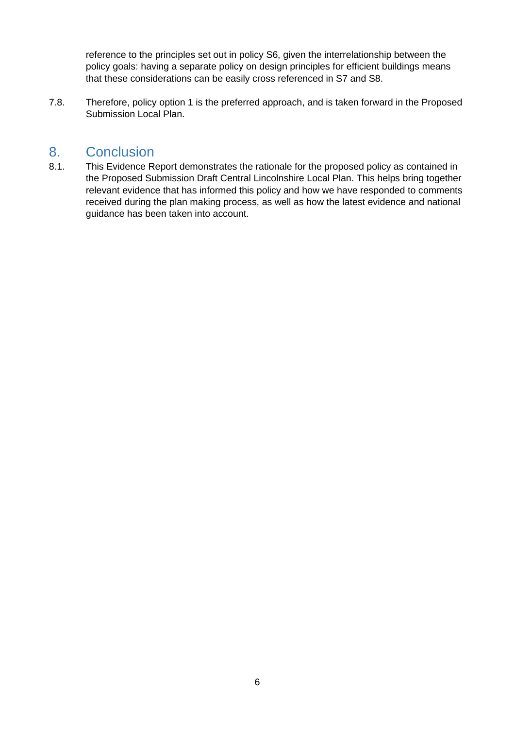reference to the principles set out in policy S6, given the interrelationship between the policy goals: having a separate policy on design principles for efficient buildings means that these considerations can be easily cross referenced in S7 and S8.

7.8. Therefore, policy option 1 is the preferred approach, and is taken forward in the Proposed Submission Local Plan.

## 8. Conclusion

8.1. This Evidence Report demonstrates the rationale for the proposed policy as contained in the Proposed Submission Draft Central Lincolnshire Local Plan. This helps bring together relevant evidence that has informed this policy and how we have responded to comments received during the plan making process, as well as how the latest evidence and national guidance has been taken into account.